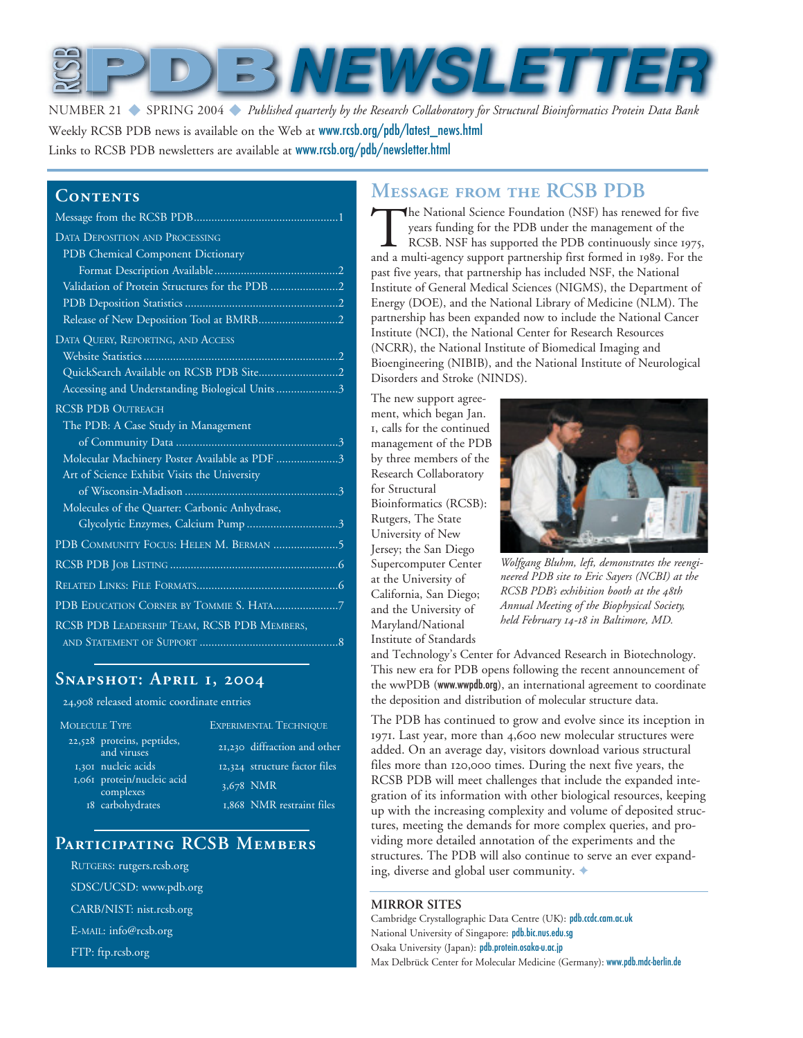# RCSB PDB NEWSLETTER

NUMBER 21 ◆ SPRING 2004 ◆ *Published quarterly by the Research Collaboratory for Structural Bioinformatics Protein Data Bank*

Weekly RCSB PDB news is available on the Web at www.rcsb.org/pdb/latest_news.html

Links to RCSB PDB newsletters are available at www.rcsb.org/pdb/newsletter.html

## Contents

- Message from the RCSB PDB ........ 1
- DATA DEPOSITION AND PROCESSING
  - PDB Chemical Component Dictionary Format Description Available ........ 2
  - Validation of Protein Structures for the PDB ........ 2
  - PDB Deposition Statistics ........ 2
  - Release of New Deposition Tool at BMRB ........ 2
- DATA QUERY, REPORTING, AND ACCESS
  - Website Statistics ........ 2
  - QuickSearch Available on RCSB PDB Site ........ 2
  - Accessing and Understanding Biological Units ........ 3
- RCSB PDB OUTREACH
  - The PDB: A Case Study in Management of Community Data ........ 3
  - Molecular Machinery Poster Available as PDF ........ 3
  - Art of Science Exhibit Visits the University of Wisconsin-Madison ........ 3
  - Molecules of the Quarter: Carbonic Anhydrase, Glycolytic Enzymes, Calcium Pump ........ 3
- PDB COMMUNITY FOCUS: HELEN M. BERMAN ........ 5
- RCSB PDB JOB LISTING ........ 6
- RELATED LINKS: FILE FORMATS ........ 6
- PDB EDUCATION CORNER BY TOMMIE S. HATA ........ 7
- RCSB PDB LEADERSHIP TEAM, RCSB PDB MEMBERS, AND STATEMENT OF SUPPORT ........ 8

## Snapshot: April 1, 2004

24,908 released atomic coordinate entries

| MOLECULE TYPE | | EXPERIMENTAL TECHNIQUE | |
|---|---|---|---|
| 22,528 | proteins, peptides, and viruses | 21,230 | diffraction and other |
| 1,301 | nucleic acids | 12,324 | structure factor files |
| 1,061 | protein/nucleic acid complexes | 3,678 | NMR |
| 18 | carbohydrates | 1,868 | NMR restraint files |

## Participating RCSB Members

RUTGERS: rutgers.rcsb.org

SDSC/UCSD: www.pdb.org

CARB/NIST: nist.rcsb.org

E-MAIL: info@rcsb.org

FTP: ftp.rcsb.org

## Message from the RCSB PDB

The National Science Foundation (NSF) has renewed for five years funding for the PDB under the management of the RCSB. NSF has supported the PDB continuously since 1975, and a multi-agency support partnership first formed in 1989. For the past five years, that partnership has included NSF, the National Institute of General Medical Sciences (NIGMS), the Department of Energy (DOE), and the National Library of Medicine (NLM). The partnership has been expanded now to include the National Cancer Institute (NCI), the National Center for Research Resources (NCRR), the National Institute of Biomedical Imaging and Bioengineering (NIBIB), and the National Institute of Neurological Disorders and Stroke (NINDS).

The new support agreement, which began Jan. 1, calls for the continued management of the PDB by three members of the Research Collaboratory for Structural Bioinformatics (RCSB): Rutgers, The State University of New Jersey; the San Diego Supercomputer Center at the University of California, San Diego; and the University of Maryland/National Institute of Standards and Technology's Center for Advanced Research in Biotechnology. This new era for PDB opens following the recent announcement of the wwPDB (www.wwpdb.org), an international agreement to coordinate the deposition and distribution of molecular structure data.

*Wolfgang Bluhm, left, demonstrates the reengineered PDB site to Eric Sayers (NCBI) at the RCSB PDB's exhibition booth at the 48th Annual Meeting of the Biophysical Society, held February 14-18 in Baltimore, MD.*

The PDB has continued to grow and evolve since its inception in 1971. Last year, more than 4,600 new molecular structures were added. On an average day, visitors download various structural files more than 120,000 times. During the next five years, the RCSB PDB will meet challenges that include the expanded integration of its information with other biological resources, keeping up with the increasing complexity and volume of deposited structures, meeting the demands for more complex queries, and providing more detailed annotation of the experiments and the structures. The PDB will also continue to serve an ever expanding, diverse and global user community. ✦

### MIRROR SITES

Cambridge Crystallographic Data Centre (UK): pdb.ccdc.cam.ac.uk

National University of Singapore: pdb.bic.nus.edu.sg

Osaka University (Japan): pdb.protein.osaka-u.ac.jp

Max Delbrück Center for Molecular Medicine (Germany): www.pdb.mdc-berlin.de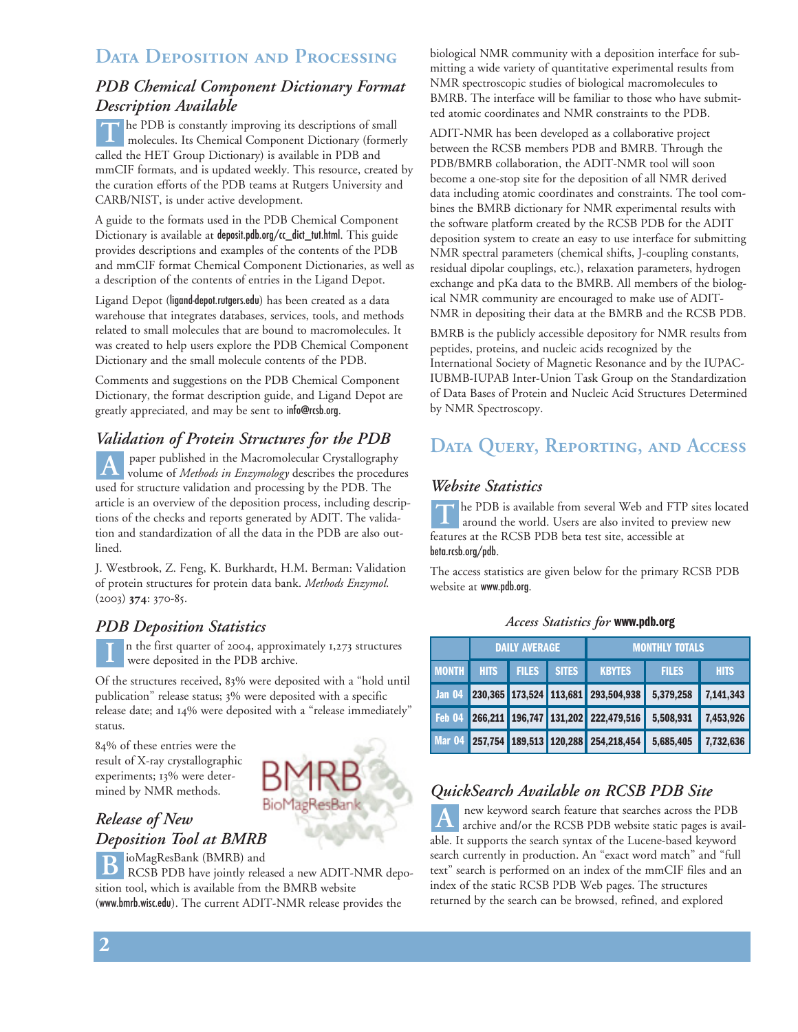## Data Deposition and Processing

### PDB Chemical Component Dictionary Format Description Available

The PDB is constantly improving its descriptions of small molecules. Its Chemical Component Dictionary (formerly called the HET Group Dictionary) is available in PDB and mmCIF formats, and is updated weekly. This resource, created by the curation efforts of the PDB teams at Rutgers University and CARB/NIST, is under active development.

A guide to the formats used in the PDB Chemical Component Dictionary is available at deposit.pdb.org/cc_dict_tut.html. This guide provides descriptions and examples of the contents of the PDB and mmCIF format Chemical Component Dictionaries, as well as a description of the contents of entries in the Ligand Depot.

Ligand Depot (ligand-depot.rutgers.edu) has been created as a data warehouse that integrates databases, services, tools, and methods related to small molecules that are bound to macromolecules. It was created to help users explore the PDB Chemical Component Dictionary and the small molecule contents of the PDB.

Comments and suggestions on the PDB Chemical Component Dictionary, the format description guide, and Ligand Depot are greatly appreciated, and may be sent to info@rcsb.org.

### Validation of Protein Structures for the PDB

A paper published in the Macromolecular Crystallography volume of *Methods in Enzymology* describes the procedures used for structure validation and processing by the PDB. The article is an overview of the deposition process, including descriptions of the checks and reports generated by ADIT. The validation and standardization of all the data in the PDB are also outlined.

J. Westbrook, Z. Feng, K. Burkhardt, H.M. Berman: Validation of protein structures for protein data bank. *Methods Enzymol.* (2003) **374**: 370-85.

### PDB Deposition Statistics

In the first quarter of 2004, approximately 1,273 structures were deposited in the PDB archive.

Of the structures received, 83% were deposited with a "hold until publication" release status; 3% were deposited with a specific release date; and 14% were deposited with a "release immediately" status.

84% of these entries were the result of X-ray crystallographic experiments; 13% were determined by NMR methods.

### Release of New Deposition Tool at BMRB

BioMagResBank (BMRB) and RCSB PDB have jointly released a new ADIT-NMR deposition tool, which is available from the BMRB website (www.bmrb.wisc.edu). The current ADIT-NMR release provides the biological NMR community with a deposition interface for submitting a wide variety of quantitative experimental results from NMR spectroscopic studies of biological macromolecules to BMRB. The interface will be familiar to those who have submitted atomic coordinates and NMR constraints to the PDB.

ADIT-NMR has been developed as a collaborative project between the RCSB members PDB and BMRB. Through the PDB/BMRB collaboration, the ADIT-NMR tool will soon become a one-stop site for the deposition of all NMR derived data including atomic coordinates and constraints. The tool combines the BMRB dictionary for NMR experimental results with the software platform created by the RCSB PDB for the ADIT deposition system to create an easy to use interface for submitting NMR spectral parameters (chemical shifts, J-coupling constants, residual dipolar couplings, etc.), relaxation parameters, hydrogen exchange and pKa data to the BMRB. All members of the biological NMR community are encouraged to make use of ADIT-NMR in depositing their data at the BMRB and the RCSB PDB.

BMRB is the publicly accessible depository for NMR results from peptides, proteins, and nucleic acids recognized by the International Society of Magnetic Resonance and by the IUPAC-IUBMB-IUPAB Inter-Union Task Group on the Standardization of Data Bases of Protein and Nucleic Acid Structures Determined by NMR Spectroscopy.

## Data Query, Reporting, and Access

### Website Statistics

The PDB is available from several Web and FTP sites located around the world. Users are also invited to preview new features at the RCSB PDB beta test site, accessible at beta.rcsb.org/pdb.

The access statistics are given below for the primary RCSB PDB website at www.pdb.org.

*Access Statistics for* **www.pdb.org**

| | Daily Average | | | Monthly Totals | | |
|---|---|---|---|---|---|---|
| Month | Hits | Files | Sites | KBytes | Files | Hits |
| Jan 04 | 230,365 | 173,524 | 113,681 | 293,504,938 | 5,379,258 | 7,141,343 |
| Feb 04 | 266,211 | 196,747 | 131,202 | 222,479,516 | 5,508,931 | 7,453,926 |
| Mar 04 | 257,754 | 189,513 | 120,288 | 254,218,454 | 5,685,405 | 7,732,636 |

### QuickSearch Available on RCSB PDB Site

A new keyword search feature that searches across the PDB archive and/or the RCSB PDB website static pages is available. It supports the search syntax of the Lucene-based keyword search currently in production. An "exact word match" and "full text" search is performed on an index of the mmCIF files and an index of the static RCSB PDB Web pages. The structures returned by the search can be browsed, refined, and explored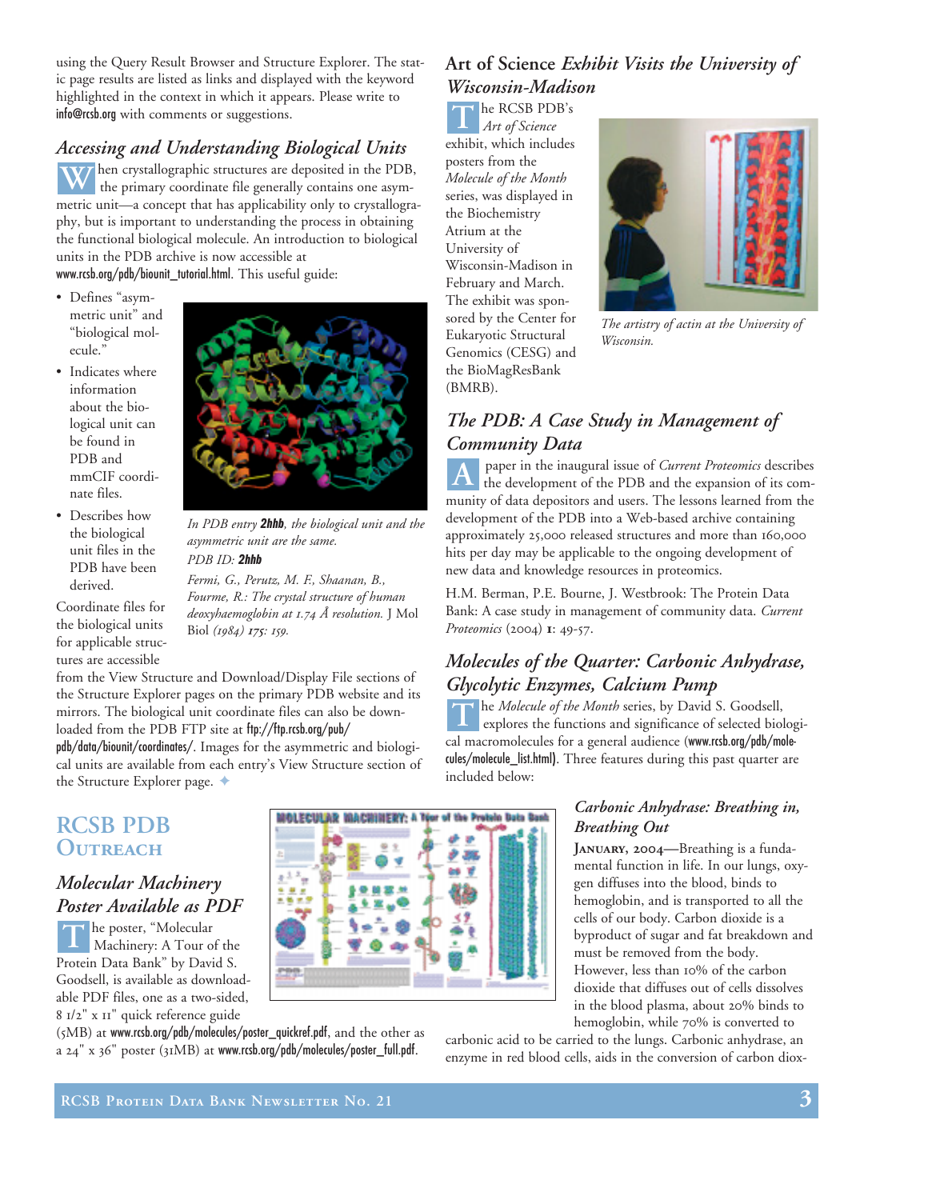using the Query Result Browser and Structure Explorer. The static page results are listed as links and displayed with the keyword highlighted in the context in which it appears. Please write to info@rcsb.org with comments or suggestions.

## *Accessing and Understanding Biological Units*

When crystallographic structures are deposited in the PDB, the primary coordinate file generally contains one asymmetric unit—a concept that has applicability only to crystallography, but is important to understanding the process in obtaining the functional biological molecule. An introduction to biological units in the PDB archive is now accessible at www.rcsb.org/pdb/biounit_tutorial.html. This useful guide:

- Defines "asymmetric unit" and "biological molecule."
- Indicates where information about the biological unit can be found in PDB and mmCIF coordinate files.
- Describes how the biological unit files in the PDB have been derived.

*In PDB entry* **2hhb***, the biological unit and the asymmetric unit are the same.*
*PDB ID:* **2hhb**
*Fermi, G., Perutz, M. F., Shaanan, B., Fourme, R.: The crystal structure of human deoxyhaemoglobin at 1.74 Å resolution.* J Mol Biol *(1984) 175: 159.*

Coordinate files for the biological units for applicable structures are accessible from the View Structure and Download/Display File sections of the Structure Explorer pages on the primary PDB website and its mirrors. The biological unit coordinate files can also be downloaded from the PDB FTP site at ftp://ftp.rcsb.org/pub/pdb/data/biounit/coordinates/. Images for the asymmetric and biological units are available from each entry's View Structure section of the Structure Explorer page.

# RCSB PDB Outreach

## *Molecular Machinery Poster Available as PDF*

The poster, "Molecular Machinery: A Tour of the Protein Data Bank" by David S. Goodsell, is available as downloadable PDF files, one as a two-sided, 8 1/2" x 11" quick reference guide (5MB) at www.rcsb.org/pdb/molecules/poster_quickref.pdf, and the other as a 24" x 36" poster (31MB) at www.rcsb.org/pdb/molecules/poster_full.pdf.

## Art of Science *Exhibit Visits the University of Wisconsin-Madison*

The RCSB PDB's *Art of Science* exhibit, which includes posters from the *Molecule of the Month* series, was displayed in the Biochemistry Atrium at the University of Wisconsin-Madison in February and March. The exhibit was sponsored by the Center for Eukaryotic Structural Genomics (CESG) and the BioMagResBank (BMRB).

*The artistry of actin at the University of Wisconsin.*

## *The PDB: A Case Study in Management of Community Data*

A paper in the inaugural issue of *Current Proteomics* describes the development of the PDB and the expansion of its community of data depositors and users. The lessons learned from the development of the PDB into a Web-based archive containing approximately 25,000 released structures and more than 160,000 hits per day may be applicable to the ongoing development of new data and knowledge resources in proteomics.

H.M. Berman, P.E. Bourne, J. Westbrook: The Protein Data Bank: A case study in management of community data. *Current Proteomics* (2004) **1**: 49-57.

## *Molecules of the Quarter: Carbonic Anhydrase, Glycolytic Enzymes, Calcium Pump*

The *Molecule of the Month* series, by David S. Goodsell, explores the functions and significance of selected biological macromolecules for a general audience (www.rcsb.org/pdb/molecules/molecule_list.html). Three features during this past quarter are included below:

### *Carbonic Anhydrase: Breathing in, Breathing Out*

**January, 2004**—Breathing is a fundamental function in life. In our lungs, oxygen diffuses into the blood, binds to hemoglobin, and is transported to all the cells of our body. Carbon dioxide is a byproduct of sugar and fat breakdown and must be removed from the body. However, less than 10% of the carbon dioxide that diffuses out of cells dissolves in the blood plasma, about 20% binds to hemoglobin, while 70% is converted to carbonic acid to be carried to the lungs. Carbonic anhydrase, an enzyme in red blood cells, aids in the conversion of carbon diox-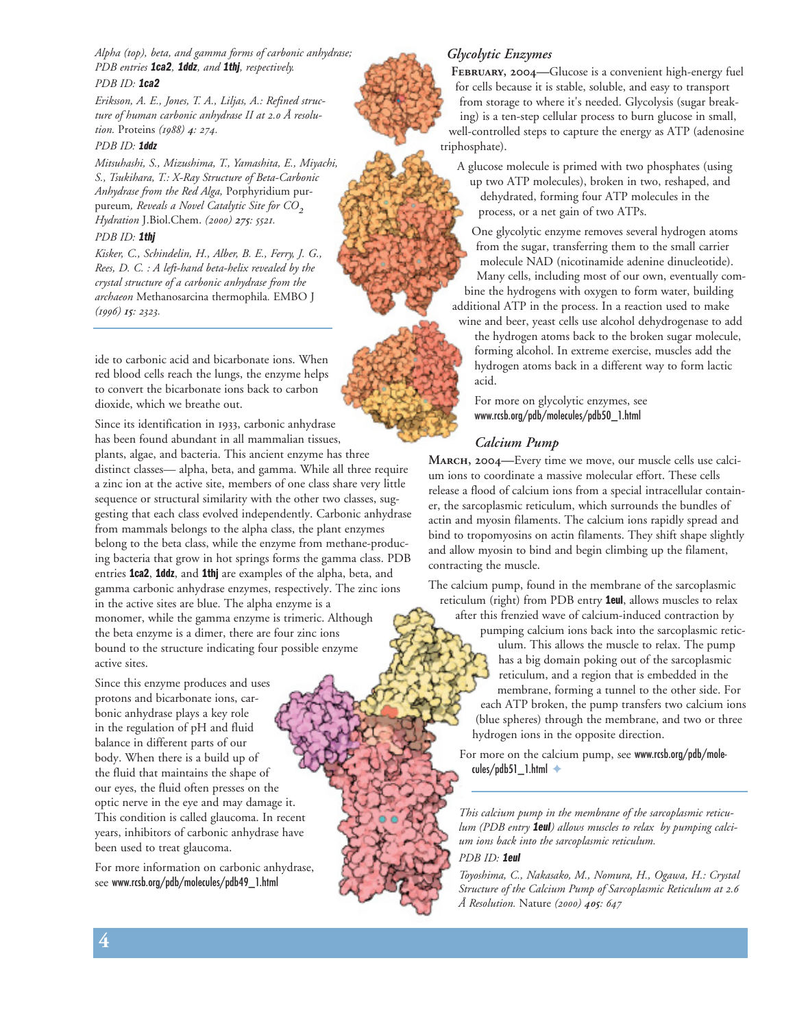*Alpha (top), beta, and gamma forms of carbonic anhydrase; PDB entries **1ca2**, **1ddz**, and **1thj**, respectively.*

*PDB ID: **1ca2***

*Eriksson, A. E., Jones, T. A., Liljas, A.: Refined structure of human carbonic anhydrase II at 2.0 Å resolution.* Proteins *(1988)* ***4****: 274.*

*PDB ID: **1ddz***

*Mitsuhashi, S., Mizushima, T., Yamashita, E., Miyachi, S., Tsukihara, T.: X-Ray Structure of Beta-Carbonic Anhydrase from the Red Alga,* Porphyridium purpureum*, Reveals a Novel Catalytic Site for $CO_2$ Hydration* J.Biol.Chem. *(2000)* ***275****: 5521.*

*PDB ID: **1thj***

*Kisker, C., Schindelin, H., Alber, B. E., Ferry, J. G., Rees, D. C. : A left-hand beta-helix revealed by the crystal structure of a carbonic anhydrase from the archaeon* Methanosarcina thermophila*.* EMBO J *(1996)* ***15****: 2323.*

ide to carbonic acid and bicarbonate ions. When red blood cells reach the lungs, the enzyme helps to convert the bicarbonate ions back to carbon dioxide, which we breathe out.

Since its identification in 1933, carbonic anhydrase has been found abundant in all mammalian tissues, plants, algae, and bacteria. This ancient enzyme has three distinct classes— alpha, beta, and gamma. While all three require a zinc ion at the active site, members of one class share very little sequence or structural similarity with the other two classes, suggesting that each class evolved independently. Carbonic anhydrase from mammals belongs to the alpha class, the plant enzymes belong to the beta class, while the enzyme from methane-producing bacteria that grow in hot springs forms the gamma class. PDB entries **1ca2**, **1ddz**, and **1thj** are examples of the alpha, beta, and gamma carbonic anhydrase enzymes, respectively. The zinc ions in the active sites are blue. The alpha enzyme is a monomer, while the gamma enzyme is trimeric. Although the beta enzyme is a dimer, there are four zinc ions bound to the structure indicating four possible enzyme active sites.

Since this enzyme produces and uses protons and bicarbonate ions, carbonic anhydrase plays a key role in the regulation of pH and fluid balance in different parts of our body. When there is a build up of the fluid that maintains the shape of our eyes, the fluid often presses on the optic nerve in the eye and may damage it. This condition is called glaucoma. In recent years, inhibitors of carbonic anhydrase have been used to treat glaucoma.

For more information on carbonic anhydrase, see www.rcsb.org/pdb/molecules/pdb49_1.html

### *Glycolytic Enzymes*

**February, 2004—**Glucose is a convenient high-energy fuel for cells because it is stable, soluble, and easy to transport from storage to where it's needed. Glycolysis (sugar breaking) is a ten-step cellular process to burn glucose in small, well-controlled steps to capture the energy as ATP (adenosine triphosphate).

A glucose molecule is primed with two phosphates (using up two ATP molecules), broken in two, reshaped, and dehydrated, forming four ATP molecules in the process, or a net gain of two ATPs.

One glycolytic enzyme removes several hydrogen atoms from the sugar, transferring them to the small carrier molecule NAD (nicotinamide adenine dinucleotide). Many cells, including most of our own, eventually combine the hydrogens with oxygen to form water, building additional ATP in the process. In a reaction used to make wine and beer, yeast cells use alcohol dehydrogenase to add the hydrogen atoms back to the broken sugar molecule, forming alcohol. In extreme exercise, muscles add the hydrogen atoms back in a different way to form lactic acid.

For more on glycolytic enzymes, see www.rcsb.org/pdb/molecules/pdb50_1.html

### *Calcium Pump*

**March, 2004—**Every time we move, our muscle cells use calcium ions to coordinate a massive molecular effort. These cells release a flood of calcium ions from a special intracellular container, the sarcoplasmic reticulum, which surrounds the bundles of actin and myosin filaments. The calcium ions rapidly spread and bind to tropomyosins on actin filaments. They shift shape slightly and allow myosin to bind and begin climbing up the filament, contracting the muscle.

The calcium pump, found in the membrane of the sarcoplasmic reticulum (right) from PDB entry **1eul**, allows muscles to relax after this frenzied wave of calcium-induced contraction by pumping calcium ions back into the sarcoplasmic reticulum. This allows the muscle to relax. The pump has a big domain poking out of the sarcoplasmic reticulum, and a region that is embedded in the membrane, forming a tunnel to the other side. For each ATP broken, the pump transfers two calcium ions (blue spheres) through the membrane, and two or three hydrogen ions in the opposite direction.

For more on the calcium pump, see www.rcsb.org/pdb/molecules/pdb51_1.html

*This calcium pump in the membrane of the sarcoplasmic reticulum (PDB entry **1eul**) allows muscles to relax by pumping calcium ions back into the sarcoplasmic reticulum.*

*PDB ID: **1eul***

*Toyoshima, C., Nakasako, M., Nomura, H., Ogawa, H.: Crystal Structure of the Calcium Pump of Sarcoplasmic Reticulum at 2.6 Å Resolution.* Nature *(2000)* ***405****: 647*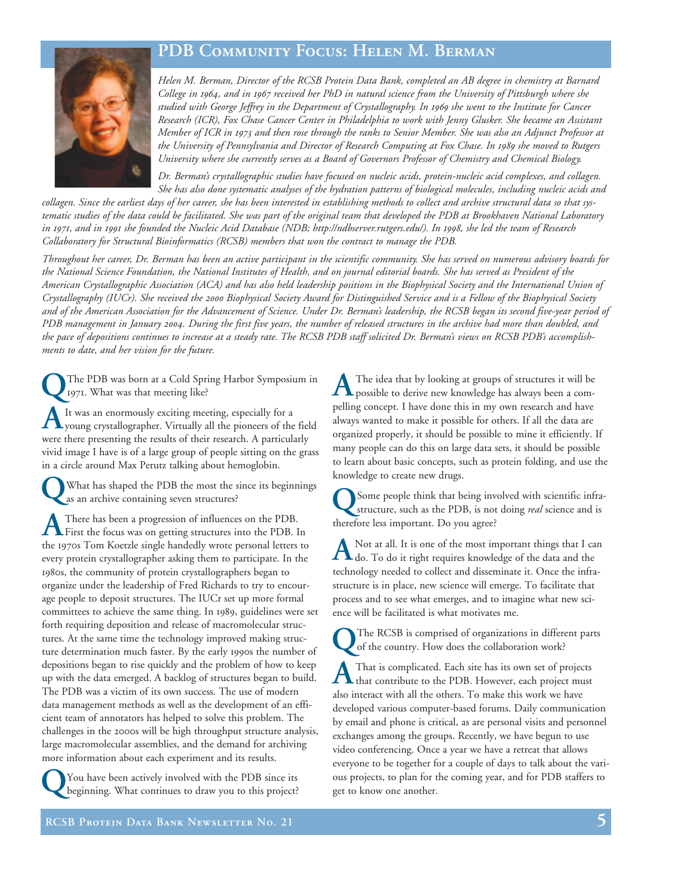# PDB Community Focus: Helen M. Berman

*Helen M. Berman, Director of the RCSB Protein Data Bank, completed an AB degree in chemistry at Barnard College in 1964, and in 1967 received her PhD in natural science from the University of Pittsburgh where she studied with George Jeffrey in the Department of Crystallography. In 1969 she went to the Institute for Cancer Research (ICR), Fox Chase Cancer Center in Philadelphia to work with Jenny Glusker. She became an Assistant Member of ICR in 1973 and then rose through the ranks to Senior Member. She was also an Adjunct Professor at the University of Pennsylvania and Director of Research Computing at Fox Chase. In 1989 she moved to Rutgers University where she currently serves as a Board of Governors Professor of Chemistry and Chemical Biology.*

*Dr. Berman's crystallographic studies have focused on nucleic acids, protein-nucleic acid complexes, and collagen. She has also done systematic analyses of the hydration patterns of biological molecules, including nucleic acids and collagen. Since the earliest days of her career, she has been interested in establishing methods to collect and archive structural data so that systematic studies of the data could be facilitated. She was part of the original team that developed the PDB at Brookhaven National Laboratory in 1971, and in 1991 she founded the Nucleic Acid Database (NDB; http://ndbserver.rutgers.edu/). In 1998, she led the team of Research Collaboratory for Structural Bioinformatics (RCSB) members that won the contract to manage the PDB.*

*Throughout her career, Dr. Berman has been an active participant in the scientific community. She has served on numerous advisory boards for the National Science Foundation, the National Institutes of Health, and on journal editorial boards. She has served as President of the American Crystallographic Association (ACA) and has also held leadership positions in the Biophysical Society and the International Union of Crystallography (IUCr). She received the 2000 Biophysical Society Award for Distinguished Service and is a Fellow of the Biophysical Society and of the American Association for the Advancement of Science. Under Dr. Berman's leadership, the RCSB began its second five-year period of PDB management in January 2004. During the first five years, the number of released structures in the archive had more than doubled, and the pace of depositions continues to increase at a steady rate. The RCSB PDB staff solicited Dr. Berman's views on RCSB PDB's accomplishments to date, and her vision for the future.*

**Q** The PDB was born at a Cold Spring Harbor Symposium in 1971. What was that meeting like?

**A** It was an enormously exciting meeting, especially for a young crystallographer. Virtually all the pioneers of the field were there presenting the results of their research. A particularly vivid image I have is of a large group of people sitting on the grass in a circle around Max Perutz talking about hemoglobin.

**Q** What has shaped the PDB the most the since its beginnings as an archive containing seven structures?

**A** There has been a progression of influences on the PDB. First the focus was on getting structures into the PDB. In the 1970s Tom Koetzle single handedly wrote personal letters to every protein crystallographer asking them to participate. In the 1980s, the community of protein crystallographers began to organize under the leadership of Fred Richards to try to encourage people to deposit structures. The IUCr set up more formal committees to achieve the same thing. In 1989, guidelines were set forth requiring deposition and release of macromolecular structures. At the same time the technology improved making structure determination much faster. By the early 1990s the number of depositions began to rise quickly and the problem of how to keep up with the data emerged. A backlog of structures began to build. The PDB was a victim of its own success. The use of modern data management methods as well as the development of an efficient team of annotators has helped to solve this problem. The challenges in the 2000s will be high throughput structure analysis, large macromolecular assemblies, and the demand for archiving more information about each experiment and its results.

**Q** You have been actively involved with the PDB since its beginning. What continues to draw you to this project?

**A** The idea that by looking at groups of structures it will be possible to derive new knowledge has always been a compelling concept. I have done this in my own research and have always wanted to make it possible for others. If all the data are organized properly, it should be possible to mine it efficiently. If many people can do this on large data sets, it should be possible to learn about basic concepts, such as protein folding, and use the knowledge to create new drugs.

**Q** Some people think that being involved with scientific infrastructure, such as the PDB, is not doing *real* science and is therefore less important. Do you agree?

**A** Not at all. It is one of the most important things that I can do. To do it right requires knowledge of the data and the technology needed to collect and disseminate it. Once the infrastructure is in place, new science will emerge. To facilitate that process and to see what emerges, and to imagine what new science will be facilitated is what motivates me.

**Q** The RCSB is comprised of organizations in different parts of the country. How does the collaboration work?

**A** That is complicated. Each site has its own set of projects that contribute to the PDB. However, each project must also interact with all the others. To make this work we have developed various computer-based forums. Daily communication by email and phone is critical, as are personal visits and personnel exchanges among the groups. Recently, we have begun to use video conferencing. Once a year we have a retreat that allows everyone to be together for a couple of days to talk about the various projects, to plan for the coming year, and for PDB staffers to get to know one another.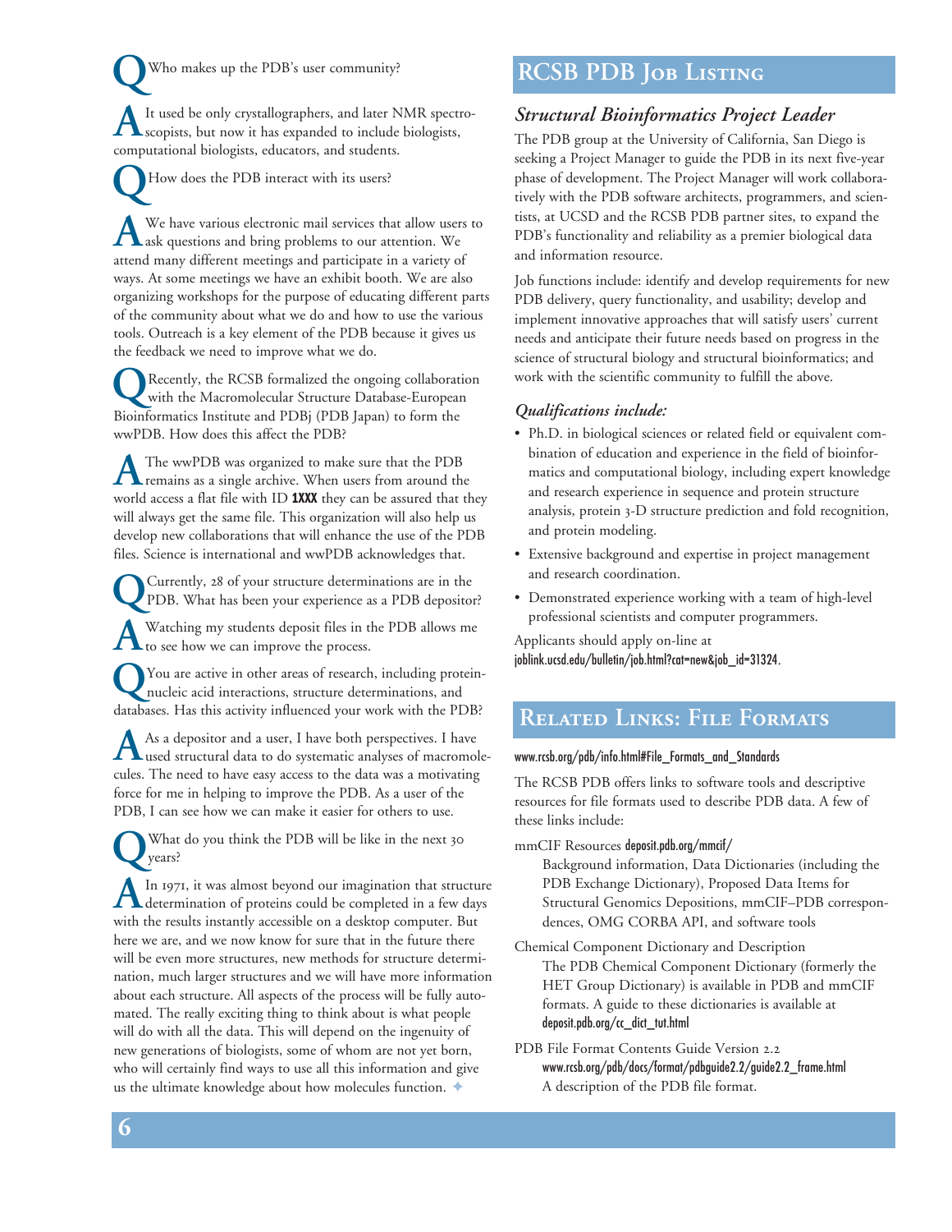**Q** Who makes up the PDB's user community?

**A** It used be only crystallographers, and later NMR spectroscopists, but now it has expanded to include biologists, computational biologists, educators, and students.

**Q** How does the PDB interact with its users?

**A** We have various electronic mail services that allow users to ask questions and bring problems to our attention. We attend many different meetings and participate in a variety of ways. At some meetings we have an exhibit booth. We are also organizing workshops for the purpose of educating different parts of the community about what we do and how to use the various tools. Outreach is a key element of the PDB because it gives us the feedback we need to improve what we do.

**Q** Recently, the RCSB formalized the ongoing collaboration with the Macromolecular Structure Database-European Bioinformatics Institute and PDBj (PDB Japan) to form the wwPDB. How does this affect the PDB?

**A** The wwPDB was organized to make sure that the PDB remains as a single archive. When users from around the world access a flat file with ID **1XXX** they can be assured that they will always get the same file. This organization will also help us develop new collaborations that will enhance the use of the PDB files. Science is international and wwPDB acknowledges that.

**Q** Currently, 28 of your structure determinations are in the PDB. What has been your experience as a PDB depositor?

**A** Watching my students deposit files in the PDB allows me to see how we can improve the process.

**Q** You are active in other areas of research, including protein-nucleic acid interactions, structure determinations, and databases. Has this activity influenced your work with the PDB?

**A** As a depositor and a user, I have both perspectives. I have used structural data to do systematic analyses of macromolecules. The need to have easy access to the data was a motivating force for me in helping to improve the PDB. As a user of the PDB, I can see how we can make it easier for others to use.

**Q** What do you think the PDB will be like in the next 30 years?

**A** In 1971, it was almost beyond our imagination that structure determination of proteins could be completed in a few days with the results instantly accessible on a desktop computer. But here we are, and we now know for sure that in the future there will be even more structures, new methods for structure determination, much larger structures and we will have more information about each structure. All aspects of the process will be fully automated. The really exciting thing to think about is what people will do with all the data. This will depend on the ingenuity of new generations of biologists, some of whom are not yet born, who will certainly find ways to use all this information and give us the ultimate knowledge about how molecules function. ✦

## RCSB PDB Job Listing

### *Structural Bioinformatics Project Leader*

The PDB group at the University of California, San Diego is seeking a Project Manager to guide the PDB in its next five-year phase of development. The Project Manager will work collaboratively with the PDB software architects, programmers, and scientists, at UCSD and the RCSB PDB partner sites, to expand the PDB's functionality and reliability as a premier biological data and information resource.

Job functions include: identify and develop requirements for new PDB delivery, query functionality, and usability; develop and implement innovative approaches that will satisfy users' current needs and anticipate their future needs based on progress in the science of structural biology and structural bioinformatics; and work with the scientific community to fulfill the above.

#### *Qualifications include:*

- Ph.D. in biological sciences or related field or equivalent combination of education and experience in the field of bioinformatics and computational biology, including expert knowledge and research experience in sequence and protein structure analysis, protein 3-D structure prediction and fold recognition, and protein modeling.
- Extensive background and expertise in project management and research coordination.
- Demonstrated experience working with a team of high-level professional scientists and computer programmers.

Applicants should apply on-line at joblink.ucsd.edu/bulletin/job.html?cat=new&job_id=31324.

## Related Links: File Formats

www.rcsb.org/pdb/info.html#File_Formats_and_Standards

The RCSB PDB offers links to software tools and descriptive resources for file formats used to describe PDB data. A few of these links include:

mmCIF Resources deposit.pdb.org/mmcif/
: Background information, Data Dictionaries (including the PDB Exchange Dictionary), Proposed Data Items for Structural Genomics Depositions, mmCIF–PDB correspondences, OMG CORBA API, and software tools

Chemical Component Dictionary and Description
: The PDB Chemical Component Dictionary (formerly the HET Group Dictionary) is available in PDB and mmCIF formats. A guide to these dictionaries is available at deposit.pdb.org/cc_dict_tut.html

PDB File Format Contents Guide Version 2.2
: www.rcsb.org/pdb/docs/format/pdbguide2.2/guide2.2_frame.html
: A description of the PDB file format.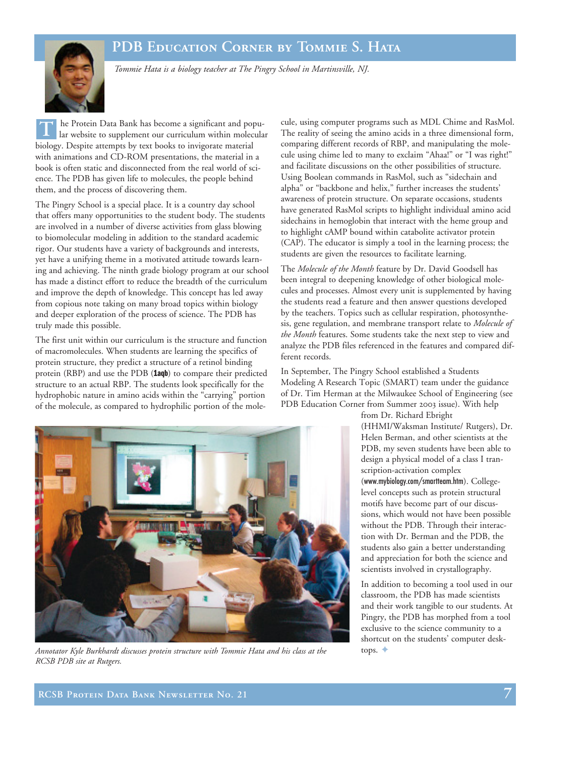## PDB Education Corner by Tommie S. Hata

*Tommie Hata is a biology teacher at The Pingry School in Martinsville, NJ.*

The Protein Data Bank has become a significant and popular website to supplement our curriculum within molecular biology. Despite attempts by text books to invigorate material with animations and CD-ROM presentations, the material in a book is often static and disconnected from the real world of science. The PDB has given life to molecules, the people behind them, and the process of discovering them.

The Pingry School is a special place. It is a country day school that offers many opportunities to the student body. The students are involved in a number of diverse activities from glass blowing to biomolecular modeling in addition to the standard academic rigor. Our students have a variety of backgrounds and interests, yet have a unifying theme in a motivated attitude towards learning and achieving. The ninth grade biology program at our school has made a distinct effort to reduce the breadth of the curriculum and improve the depth of knowledge. This concept has led away from copious note taking on many broad topics within biology and deeper exploration of the process of science. The PDB has truly made this possible.

The first unit within our curriculum is the structure and function of macromolecules. When students are learning the specifics of protein structure, they predict a structure of a retinol binding protein (RBP) and use the PDB (**1aqb**) to compare their predicted structure to an actual RBP. The students look specifically for the hydrophobic nature in amino acids within the "carrying" portion of the molecule, as compared to hydrophilic portion of the molecule, using computer programs such as MDL Chime and RasMol. The reality of seeing the amino acids in a three dimensional form, comparing different records of RBP, and manipulating the molecule using chime led to many to exclaim "Ahaa!" or "I was right!" and facilitate discussions on the other possibilities of structure. Using Boolean commands in RasMol, such as "sidechain and alpha" or "backbone and helix," further increases the students' awareness of protein structure. On separate occasions, students have generated RasMol scripts to highlight individual amino acid sidechains in hemoglobin that interact with the heme group and to highlight cAMP bound within catabolite activator protein (CAP). The educator is simply a tool in the learning process; the students are given the resources to facilitate learning.

The *Molecule of the Month* feature by Dr. David Goodsell has been integral to deepening knowledge of other biological molecules and processes. Almost every unit is supplemented by having the students read a feature and then answer questions developed by the teachers. Topics such as cellular respiration, photosynthesis, gene regulation, and membrane transport relate to *Molecule of the Month* features. Some students take the next step to view and analyze the PDB files referenced in the features and compared different records.

In September, The Pingry School established a Students Modeling A Research Topic (SMART) team under the guidance of Dr. Tim Herman at the Milwaukee School of Engineering (see PDB Education Corner from Summer 2003 issue). With help from Dr. Richard Ebright (HHMI/Waksman Institute/ Rutgers), Dr. Helen Berman, and other scientists at the PDB, my seven students have been able to design a physical model of a class I transcription-activation complex (www.mybiology.com/smartteam.htm). College-level concepts such as protein structural motifs have become part of our discussions, which would not have been possible without the PDB. Through their interaction with Dr. Berman and the PDB, the students also gain a better understanding and appreciation for both the science and scientists involved in crystallography.

In addition to becoming a tool used in our classroom, the PDB has made scientists and their work tangible to our students. At Pingry, the PDB has morphed from a tool exclusive to the science community to a shortcut on the students' computer desktops.

*Annotator Kyle Burkhardt discusses protein structure with Tommie Hata and his class at the RCSB PDB site at Rutgers.*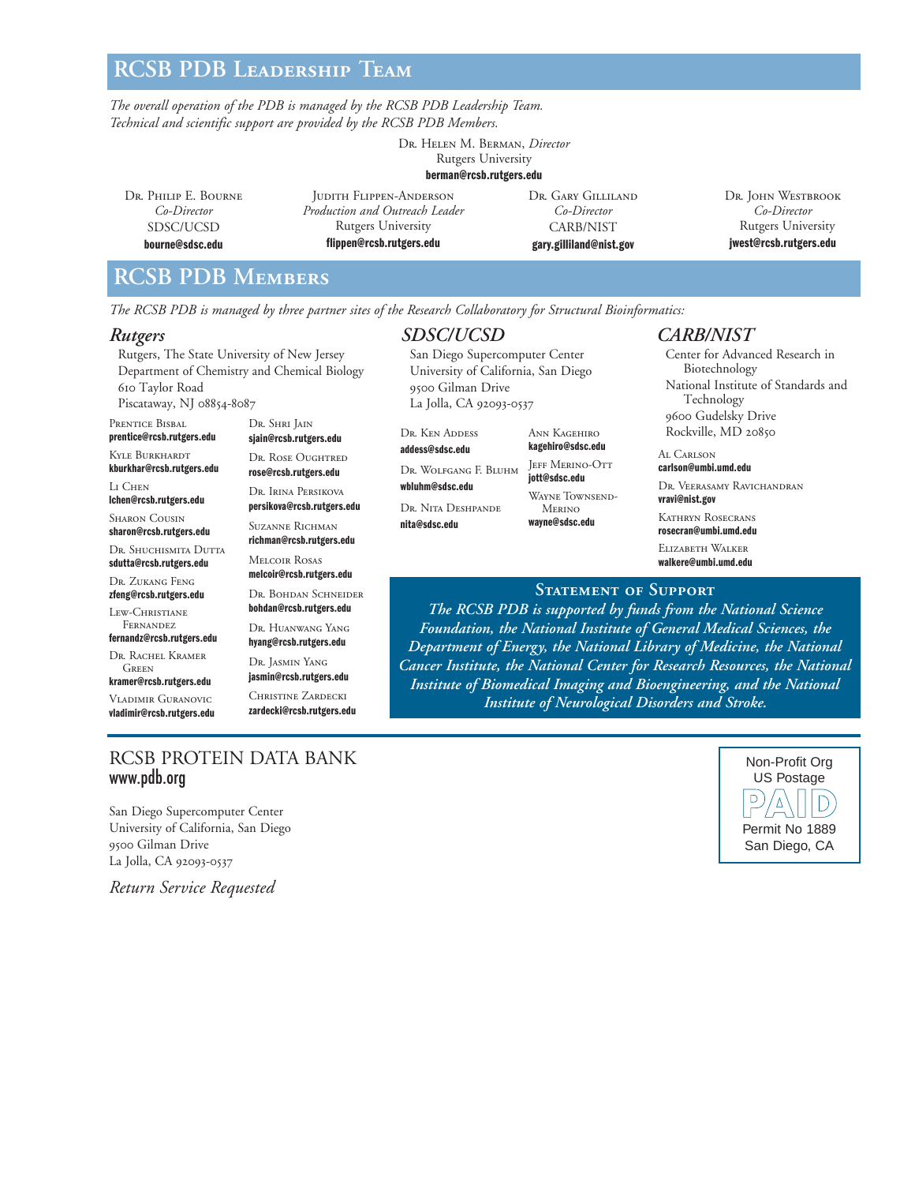## RCSB PDB Leadership Team

*The overall operation of the PDB is managed by the RCSB PDB Leadership Team. Technical and scientific support are provided by the RCSB PDB Members.*

Dr. Helen M. Berman, *Director*
Rutgers University
**berman@rcsb.rutgers.edu**

Dr. Philip E. Bourne
*Co-Director*
SDSC/UCSD
**bourne@sdsc.edu**

Judith Flippen-Anderson
*Production and Outreach Leader*
Rutgers University
**flippen@rcsb.rutgers.edu**

Dr. Gary Gilliland
*Co-Director*
CARB/NIST
**gary.gilliland@nist.gov**

Dr. John Westbrook
*Co-Director*
Rutgers University
**jwest@rcsb.rutgers.edu**

## RCSB PDB Members

*The RCSB PDB is managed by three partner sites of the Research Collaboratory for Structural Bioinformatics:*

### *Rutgers*

Rutgers, The State University of New Jersey
Department of Chemistry and Chemical Biology
610 Taylor Road
Piscataway, NJ 08854-8087

Prentice Bisbal
**prentice@rcsb.rutgers.edu**

Kyle Burkhardt
**kburkhar@rcsb.rutgers.edu**

Li Chen
**lchen@rcsb.rutgers.edu**

Sharon Cousin
**sharon@rcsb.rutgers.edu**

Dr. Shuchismita Dutta
**sdutta@rcsb.rutgers.edu**

Dr. Zukang Feng
**zfeng@rcsb.rutgers.edu**

Lew-Christiane Fernandez
**fernandz@rcsb.rutgers.edu**

Dr. Rachel Kramer Green
**kramer@rcsb.rutgers.edu**

Vladimir Guranovic
**vladimir@rcsb.rutgers.edu**

Dr. Shri Jain
**sjain@rcsb.rutgers.edu**

Dr. Rose Oughtred
**rose@rcsb.rutgers.edu**

Dr. Irina Persikova
**persikova@rcsb.rutgers.edu**

Suzanne Richman
**richman@rcsb.rutgers.edu**

Melcoir Rosas
**melcoir@rcsb.rutgers.edu**

Dr. Bohdan Schneider
**bohdan@rcsb.rutgers.edu**

Dr. Huanwang Yang
**hyang@rcsb.rutgers.edu**

Dr. Jasmin Yang
**jasmin@rcsb.rutgers.edu**

Christine Zardecki
**zardecki@rcsb.rutgers.edu**

### *SDSC/UCSD*

San Diego Supercomputer Center
University of California, San Diego
9500 Gilman Drive
La Jolla, CA 92093-0537

Dr. Ken Addess
**addess@sdsc.edu**

Dr. Wolfgang F. Bluhm
**wbluhm@sdsc.edu**

Dr. Nita Deshpande
**nita@sdsc.edu**

Ann Kagehiro
**kagehiro@sdsc.edu**

Jeff Merino-Ott
**jott@sdsc.edu**

Wayne Townsend-Merino
**wayne@sdsc.edu**

### *CARB/NIST*

Center for Advanced Research in Biotechnology
National Institute of Standards and Technology
9600 Gudelsky Drive
Rockville, MD 20850

Al Carlson
**carlson@umbi.umd.edu**

Dr. Veerasamy Ravichandran
**vravi@nist.gov**

Kathryn Rosecrans
**rosecran@umbi.umd.edu**

Elizabeth Walker
**walkere@umbi.umd.edu**

### Statement of Support

***The RCSB PDB is supported by funds from the National Science Foundation, the National Institute of General Medical Sciences, the Department of Energy, the National Library of Medicine, the National Cancer Institute, the National Center for Research Resources, the National Institute of Biomedical Imaging and Bioengineering, and the National Institute of Neurological Disorders and Stroke.***

RCSB PROTEIN DATA BANK
www.pdb.org

San Diego Supercomputer Center
University of California, San Diego
9500 Gilman Drive
La Jolla, CA 92093-0537

*Return Service Requested*

Non-Profit Org
US Postage
PAID
Permit No 1889
San Diego, CA